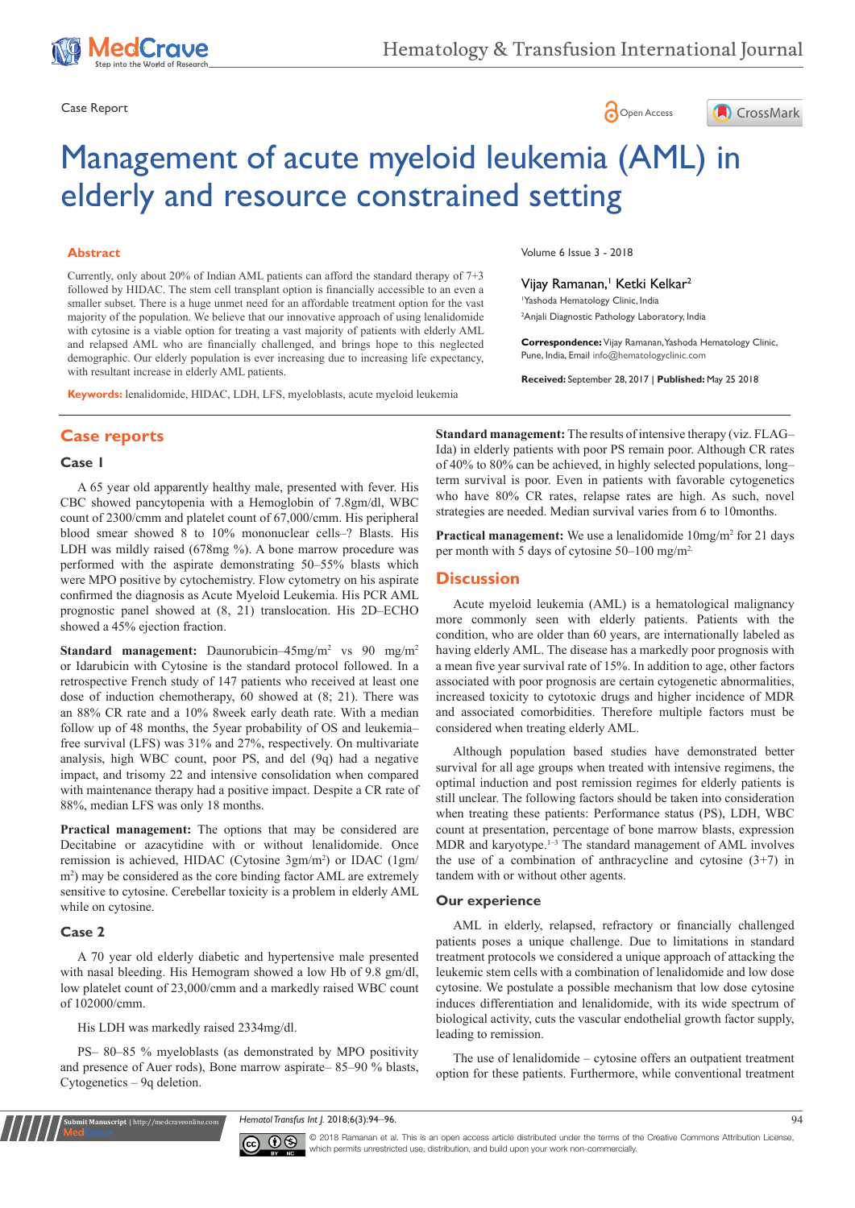Case Report

# Management of acute myeloid leukemia (AML) in elderly and resource constrained setting

Volume 6 Issue 3 - 2018

Vijay Ramanan,[1] Ketki Kelkar[2]

[1]Yashoda Hematology Clinic, India

[2]Anjali Diagnostic Pathology Laboratory, India

**Correspondence:** Vijay Ramanan, Yashoda Hematology Clinic, Pune, India, Email info@hematologyclinic.com

**Received:** September 28, 2017 | **Published:** May 25 2018

## Abstract

Currently, only about 20% of Indian AML patients can afford the standard therapy of 7+3 followed by HIDAC. The stem cell transplant option is financially accessible to an even a smaller subset. There is a huge unmet need for an affordable treatment option for the vast majority of the population. We believe that our innovative approach of using lenalidomide with cytosine is a viable option for treating a vast majority of patients with elderly AML and relapsed AML who are financially challenged, and brings hope to this neglected demographic. Our elderly population is ever increasing due to increasing life expectancy, with resultant increase in elderly AML patients.

**Keywords:** lenalidomide, HIDAC, LDH, LFS, myeloblasts, acute myeloid leukemia

## Case reports

### Case 1

A 65 year old apparently healthy male, presented with fever. His CBC showed pancytopenia with a Hemoglobin of 7.8gm/dl, WBC count of 2300/cmm and platelet count of 67,000/cmm. His peripheral blood smear showed 8 to 10% mononuclear cells–? Blasts. His LDH was mildly raised (678mg %). A bone marrow procedure was performed with the aspirate demonstrating 50–55% blasts which were MPO positive by cytochemistry. Flow cytometry on his aspirate confirmed the diagnosis as Acute Myeloid Leukemia. His PCR AML prognostic panel showed at (8, 21) translocation. His 2D–ECHO showed a 45% ejection fraction.

**Standard management:** Daunorubicin–45mg/m$^2$ vs 90 mg/m$^2$ or Idarubicin with Cytosine is the standard protocol followed. In a retrospective French study of 147 patients who received at least one dose of induction chemotherapy, 60 showed at (8; 21). There was an 88% CR rate and a 10% 8week early death rate. With a median follow up of 48 months, the 5year probability of OS and leukemia–free survival (LFS) was 31% and 27%, respectively. On multivariate analysis, high WBC count, poor PS, and del (9q) had a negative impact, and trisomy 22 and intensive consolidation when compared with maintenance therapy had a positive impact. Despite a CR rate of 88%, median LFS was only 18 months.

**Practical management:** The options that may be considered are Decitabine or azacytidine with or without lenalidomide. Once remission is achieved, HIDAC (Cytosine 3gm/m$^2$) or IDAC (1gm/m$^2$) may be considered as the core binding factor AML are extremely sensitive to cytosine. Cerebellar toxicity is a problem in elderly AML while on cytosine.

### Case 2

A 70 year old elderly diabetic and hypertensive male presented with nasal bleeding. His Hemogram showed a low Hb of 9.8 gm/dl, low platelet count of 23,000/cmm and a markedly raised WBC count of 102000/cmm.

His LDH was markedly raised 2334mg/dl.

PS– 80–85 % myeloblasts (as demonstrated by MPO positivity and presence of Auer rods), Bone marrow aspirate– 85–90 % blasts, Cytogenetics – 9q deletion.

**Standard management:** The results of intensive therapy (viz. FLAG–Ida) in elderly patients with poor PS remain poor. Although CR rates of 40% to 80% can be achieved, in highly selected populations, long–term survival is poor. Even in patients with favorable cytogenetics who have 80% CR rates, relapse rates are high. As such, novel strategies are needed. Median survival varies from 6 to 10months.

**Practical management:** We use a lenalidomide 10mg/m$^2$ for 21 days per month with 5 days of cytosine 50–100 mg/m$^2$.

## Discussion

Acute myeloid leukemia (AML) is a hematological malignancy more commonly seen with elderly patients. Patients with the condition, who are older than 60 years, are internationally labeled as having elderly AML. The disease has a markedly poor prognosis with a mean five year survival rate of 15%. In addition to age, other factors associated with poor prognosis are certain cytogenetic abnormalities, increased toxicity to cytotoxic drugs and higher incidence of MDR and associated comorbidities. Therefore multiple factors must be considered when treating elderly AML.

Although population based studies have demonstrated better survival for all age groups when treated with intensive regimens, the optimal induction and post remission regimes for elderly patients is still unclear. The following factors should be taken into consideration when treating these patients: Performance status (PS), LDH, WBC count at presentation, percentage of bone marrow blasts, expression MDR and karyotype.[1–3] The standard management of AML involves the use of a combination of anthracycline and cytosine (3+7) in tandem with or without other agents.

### Our experience

AML in elderly, relapsed, refractory or financially challenged patients poses a unique challenge. Due to limitations in standard treatment protocols we considered a unique approach of attacking the leukemic stem cells with a combination of lenalidomide and low dose cytosine. We postulate a possible mechanism that low dose cytosine induces differentiation and lenalidomide, with its wide spectrum of biological activity, cuts the vascular endothelial growth factor supply, leading to remission.

The use of lenalidomide – cytosine offers an outpatient treatment option for these patients. Furthermore, while conventional treatment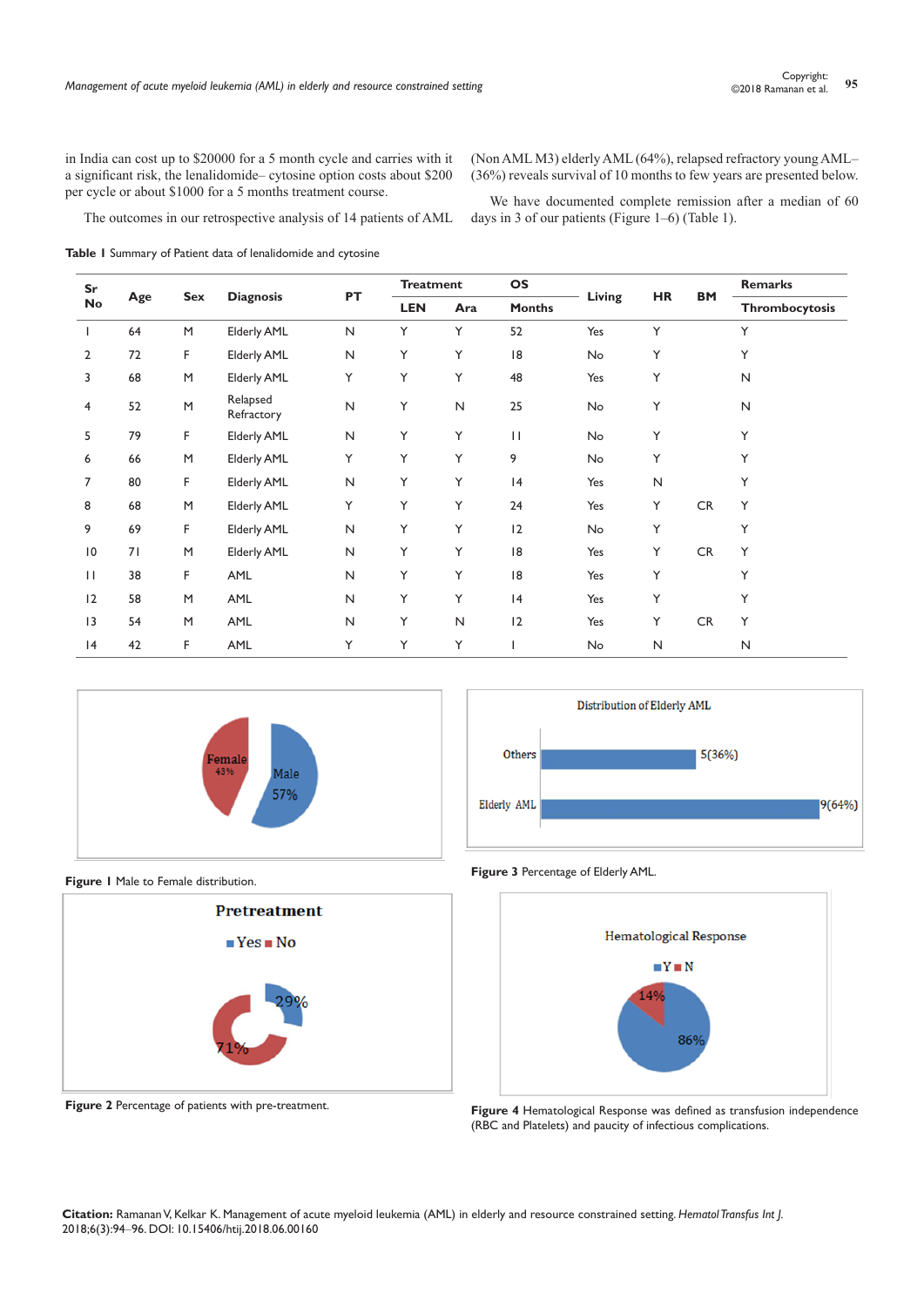in India can cost up to $20000 for a 5 month cycle and carries with it a significant risk, the lenalidomide– cytosine option costs about $200 per cycle or about $1000 for a 5 months treatment course.

The outcomes in our retrospective analysis of 14 patients of AML (Non AML M3) elderly AML (64%), relapsed refractory young AML–(36%) reveals survival of 10 months to few years are presented below.

We have documented complete remission after a median of 60 days in 3 of our patients (Figure 1–6) (Table 1).

**Table 1** Summary of Patient data of lenalidomide and cytosine

| Sr No | Age | Sex | Diagnosis | PT | Treatment | | OS | Living | HR | BM | Remarks |
|---|---|---|---|---|---|---|---|---|---|---|---|
| | | | | | LEN | Ara | Months | | | | Thrombocytosis |
| 1 | 64 | M | Elderly AML | N | Y | Y | 52 | Yes | Y | | Y |
| 2 | 72 | F | Elderly AML | N | Y | Y | 18 | No | Y | | Y |
| 3 | 68 | M | Elderly AML | Y | Y | Y | 48 | Yes | Y | | N |
| 4 | 52 | M | Relapsed Refractory | N | Y | N | 25 | No | Y | | N |
| 5 | 79 | F | Elderly AML | N | Y | Y | 11 | No | Y | | Y |
| 6 | 66 | M | Elderly AML | Y | Y | Y | 9 | No | Y | | Y |
| 7 | 80 | F | Elderly AML | N | Y | Y | 14 | Yes | N | | Y |
| 8 | 68 | M | Elderly AML | Y | Y | Y | 24 | Yes | Y | CR | Y |
| 9 | 69 | F | Elderly AML | N | Y | Y | 12 | No | Y | | Y |
| 10 | 71 | M | Elderly AML | N | Y | Y | 18 | Yes | Y | CR | Y |
| 11 | 38 | F | AML | N | Y | Y | 18 | Yes | Y | | Y |
| 12 | 58 | M | AML | N | Y | Y | 14 | Yes | Y | | Y |
| 13 | 54 | M | AML | N | Y | N | 12 | Yes | Y | CR | Y |
| 14 | 42 | F | AML | Y | Y | Y | 1 | No | N | | N |

Female 43%
Male 57%

**Figure 1** Male to Female distribution.

Distribution of Elderly AML
Others 5(36%)
Elderly AML 9(64%)

**Figure 3** Percentage of Elderly AML.

Pretreatment
Yes No
29%
71%

**Figure 2** Percentage of patients with pre-treatment.

Hematological Response
Y N
14%
86%

**Figure 4** Hematological Response was defined as transfusion independence (RBC and Platelets) and paucity of infectious complications.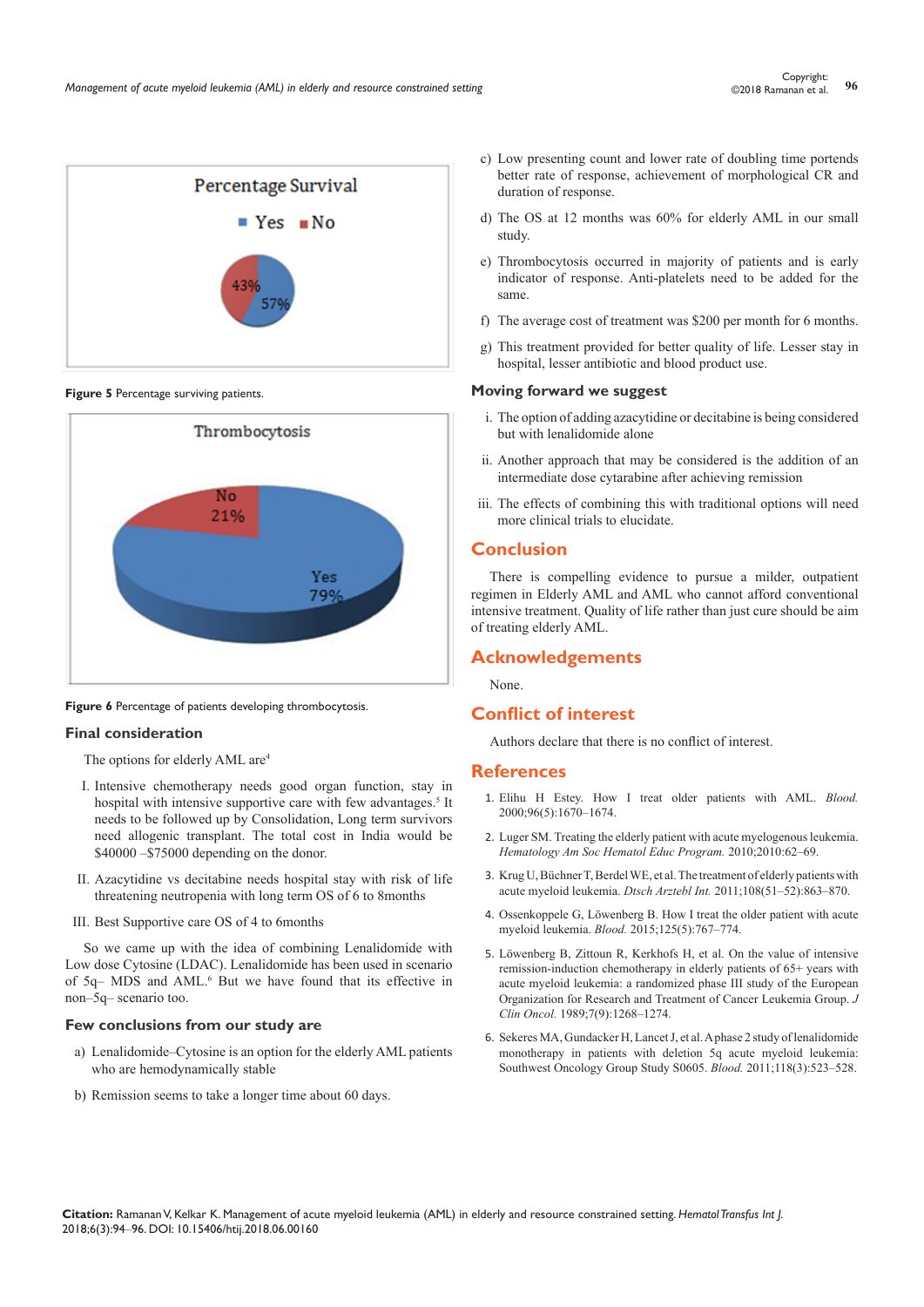Percentage Survival

Yes No

43%

57%

**Figure 5** Percentage surviving patients.

Thrombocytosis

No 21%

Yes 79%

**Figure 6** Percentage of patients developing thrombocytosis.

## Final consideration

The options for elderly AML are[4]

I. Intensive chemotherapy needs good organ function, stay in hospital with intensive supportive care with few advantages.[5] It needs to be followed up by Consolidation, Long term survivors need allogenic transplant. The total cost in India would be $40000 –$75000 depending on the donor.

II. Azacytidine vs decitabine needs hospital stay with risk of life threatening neutropenia with long term OS of 6 to 8months

III. Best Supportive care OS of 4 to 6months

So we came up with the idea of combining Lenalidomide with Low dose Cytosine (LDAC). Lenalidomide has been used in scenario of 5q– MDS and AML.[6] But we have found that its effective in non–5q– scenario too.

## Few conclusions from our study are

a) Lenalidomide–Cytosine is an option for the elderly AML patients who are hemodynamically stable

b) Remission seems to take a longer time about 60 days.

c) Low presenting count and lower rate of doubling time portends better rate of response, achievement of morphological CR and duration of response.

d) The OS at 12 months was 60% for elderly AML in our small study.

e) Thrombocytosis occurred in majority of patients and is early indicator of response. Anti-platelets need to be added for the same.

f) The average cost of treatment was $200 per month for 6 months.

g) This treatment provided for better quality of life. Lesser stay in hospital, lesser antibiotic and blood product use.

## Moving forward we suggest

i. The option of adding azacytidine or decitabine is being considered but with lenalidomide alone

ii. Another approach that may be considered is the addition of an intermediate dose cytarabine after achieving remission

iii. The effects of combining this with traditional options will need more clinical trials to elucidate.

## Conclusion

There is compelling evidence to pursue a milder, outpatient regimen in Elderly AML and AML who cannot afford conventional intensive treatment. Quality of life rather than just cure should be aim of treating elderly AML.

## Acknowledgements

None.

## Conflict of interest

Authors declare that there is no conflict of interest.

## References

1. Elihu H Estey. How I treat older patients with AML. *Blood.* 2000;96(5):1670–1674.
2. Luger SM. Treating the elderly patient with acute myelogenous leukemia. *Hematology Am Soc Hematol Educ Program.* 2010;2010:62–69.
3. Krug U, Büchner T, Berdel WE, et al. The treatment of elderly patients with acute myeloid leukemia. *Dtsch Arztebl Int.* 2011;108(51–52):863–870.
4. Ossenkoppele G, Löwenberg B. How I treat the older patient with acute myeloid leukemia. *Blood.* 2015;125(5):767–774.
5. Löwenberg B, Zittoun R, Kerkhofs H, et al. On the value of intensive remission-induction chemotherapy in elderly patients of 65+ years with acute myeloid leukemia: a randomized phase III study of the European Organization for Research and Treatment of Cancer Leukemia Group. *J Clin Oncol.* 1989;7(9):1268–1274.
6. Sekeres MA, Gundacker H, Lancet J, et al. A phase 2 study of lenalidomide monotherapy in patients with deletion 5q acute myeloid leukemia: Southwest Oncology Group Study S0605. *Blood.* 2011;118(3):523–528.